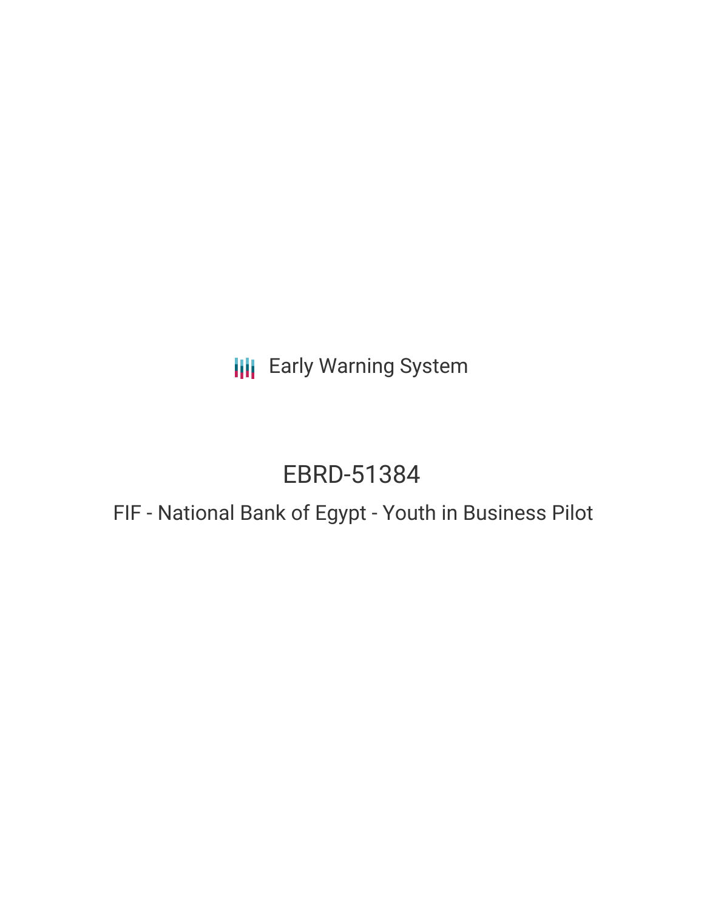Early Warning System

# EBRD-51384

## FIF - National Bank of Egypt - Youth in Business Pilot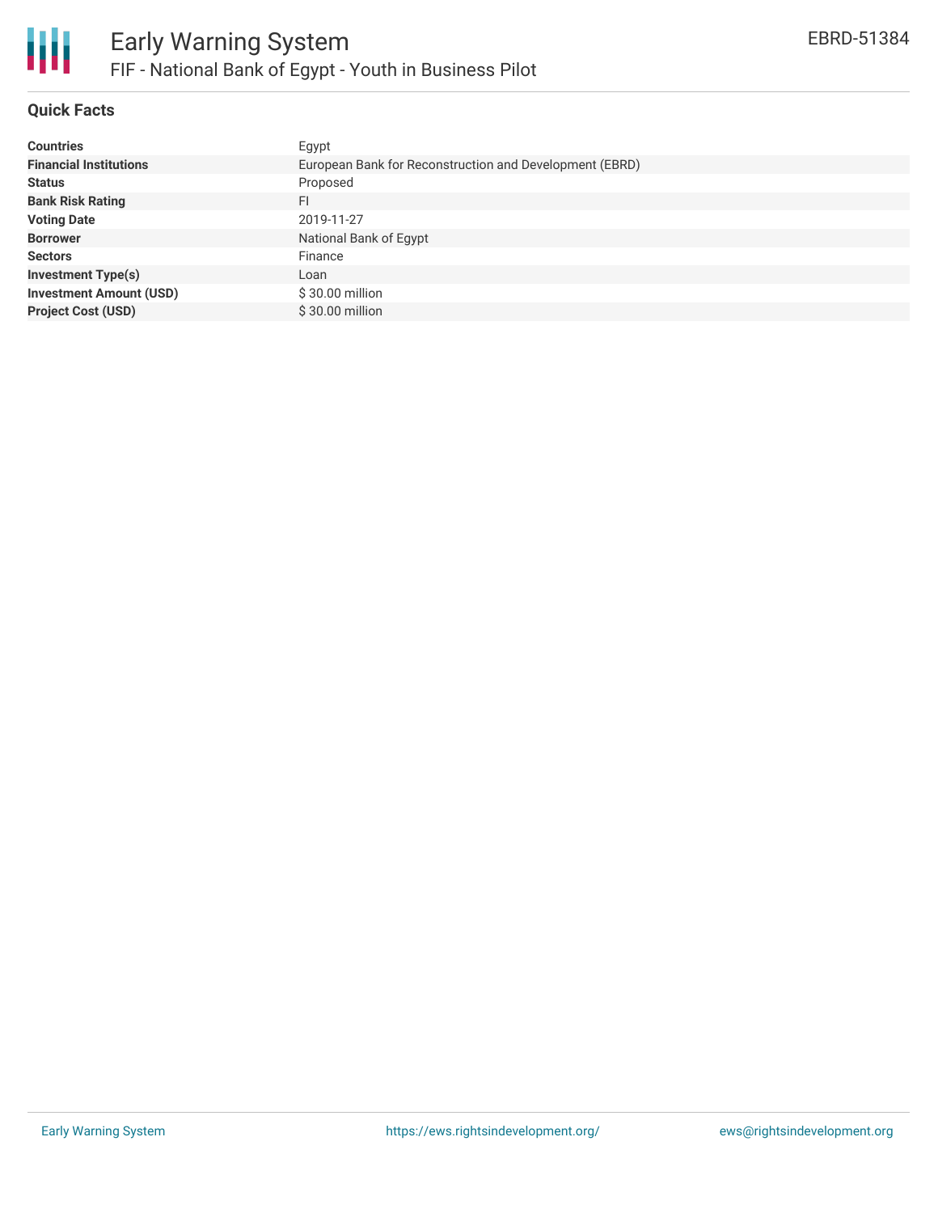# Early Warning System

## FIF - National Bank of Egypt - Youth in Business Pilot

EBRD-51384

### Quick Facts

| | |
|---|---|
| **Countries** | Egypt |
| **Financial Institutions** | European Bank for Reconstruction and Development (EBRD) |
| **Status** | Proposed |
| **Bank Risk Rating** | FI |
| **Voting Date** | 2019-11-27 |
| **Borrower** | National Bank of Egypt |
| **Sectors** | Finance |
| **Investment Type(s)** | Loan |
| **Investment Amount (USD)** | $ 30.00 million |
| **Project Cost (USD)** | $ 30.00 million |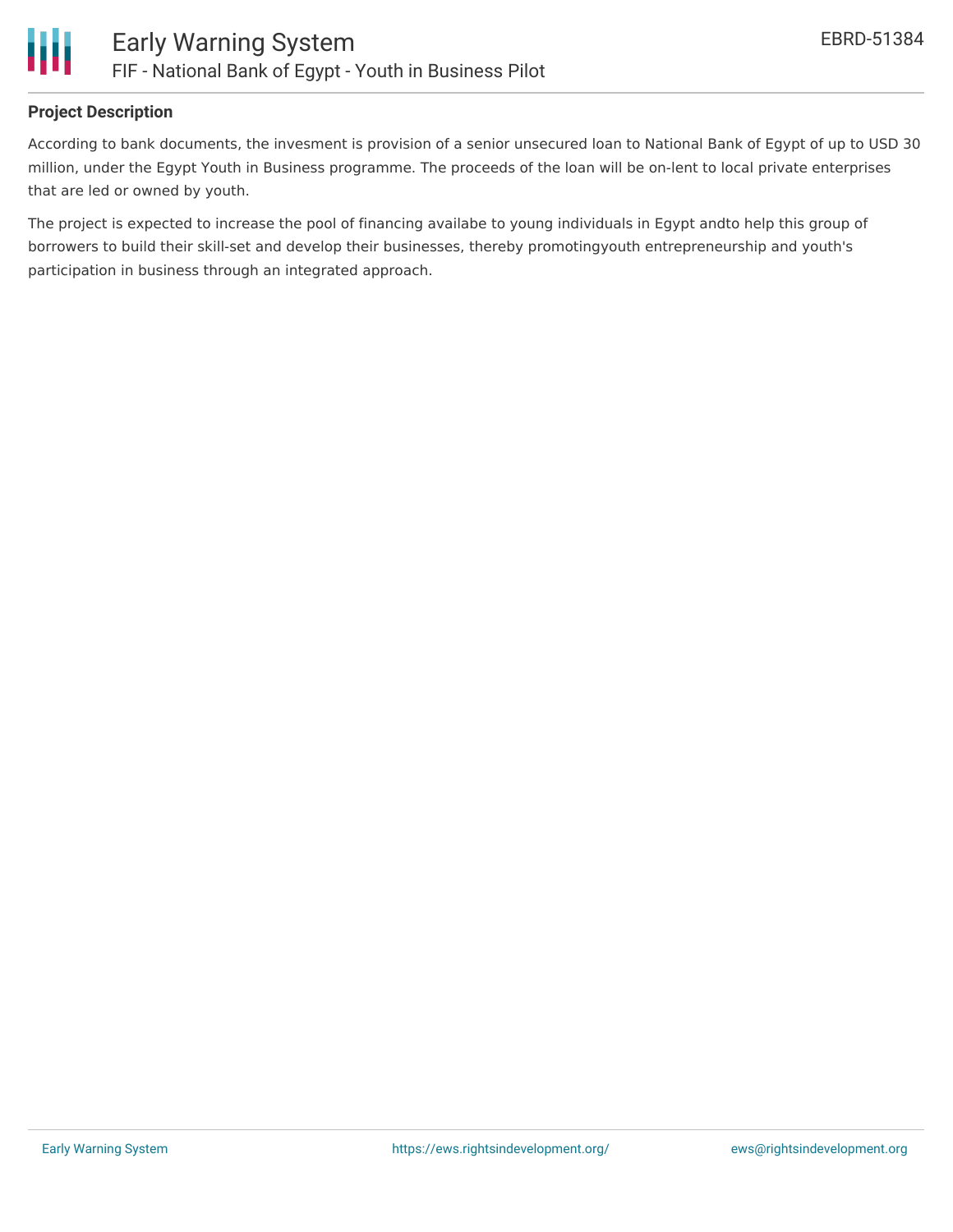## Project Description

According to bank documents, the invesment is provision of a senior unsecured loan to National Bank of Egypt of up to USD 30 million, under the Egypt Youth in Business programme. The proceeds of the loan will be on-lent to local private enterprises that are led or owned by youth.

The project is expected to increase the pool of financing availabe to young individuals in Egypt andto help this group of borrowers to build their skill-set and develop their businesses, thereby promotingyouth entrepreneurship and youth's participation in business through an integrated approach.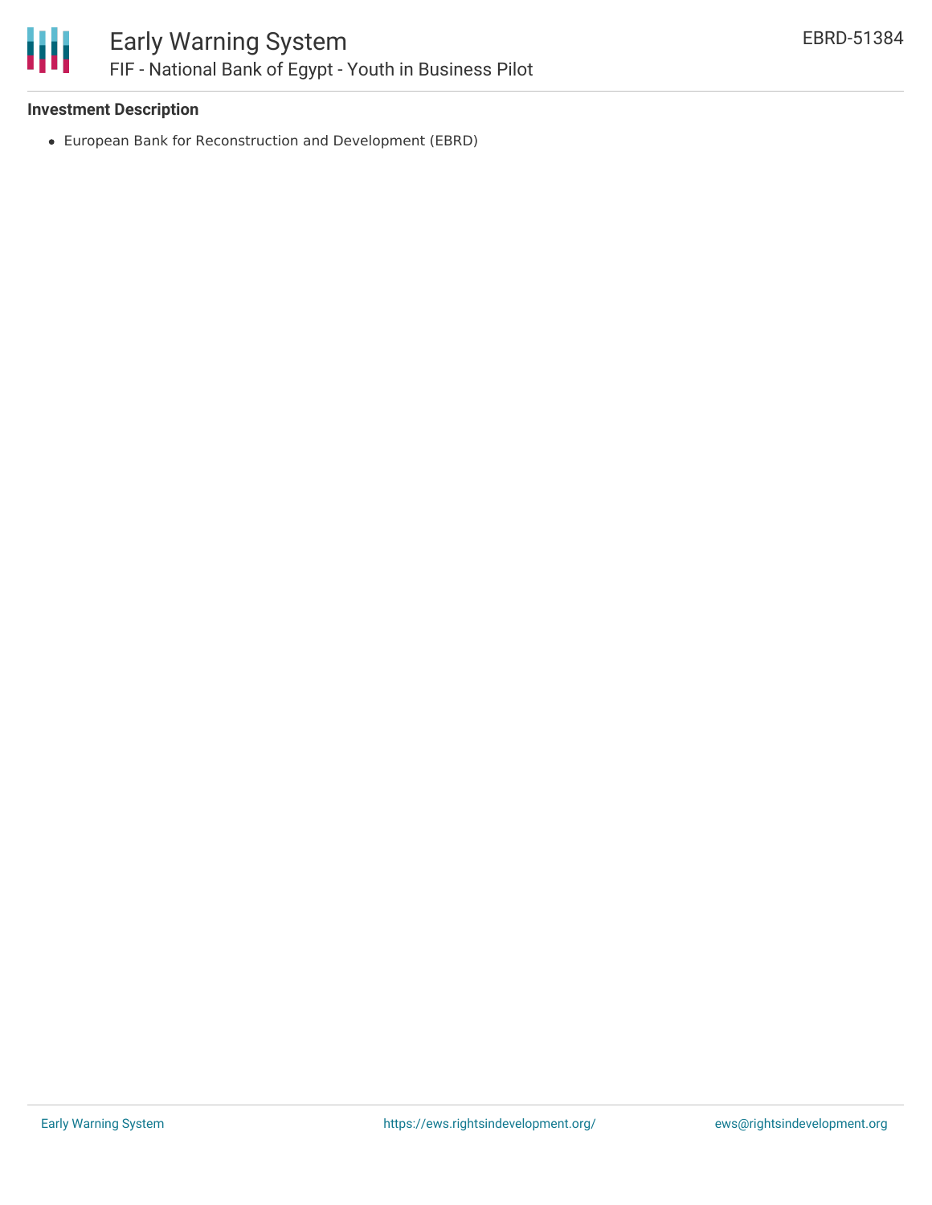**Investment Description**

- European Bank for Reconstruction and Development (EBRD)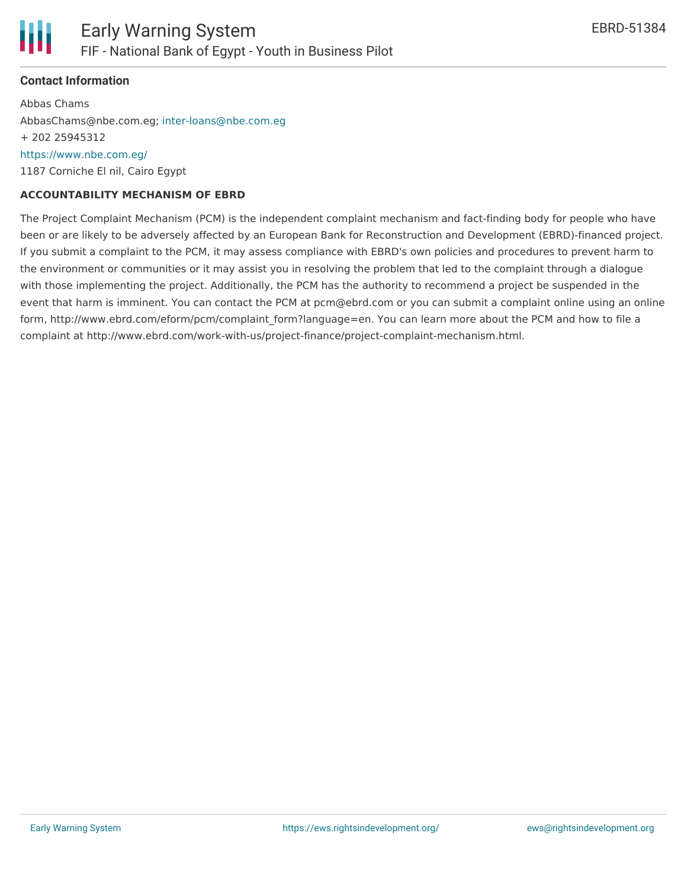**Contact Information**

Abbas Chams
AbbasChams@nbe.com.eg; inter-loans@nbe.com.eg
+ 202 25945312
https://www.nbe.com.eg/
1187 Corniche El nil, Cairo Egypt

**ACCOUNTABILITY MECHANISM OF EBRD**

The Project Complaint Mechanism (PCM) is the independent complaint mechanism and fact-finding body for people who have been or are likely to be adversely affected by an European Bank for Reconstruction and Development (EBRD)-financed project. If you submit a complaint to the PCM, it may assess compliance with EBRD's own policies and procedures to prevent harm to the environment or communities or it may assist you in resolving the problem that led to the complaint through a dialogue with those implementing the project. Additionally, the PCM has the authority to recommend a project be suspended in the event that harm is imminent. You can contact the PCM at pcm@ebrd.com or you can submit a complaint online using an online form, http://www.ebrd.com/eform/pcm/complaint_form?language=en. You can learn more about the PCM and how to file a complaint at http://www.ebrd.com/work-with-us/project-finance/project-complaint-mechanism.html.